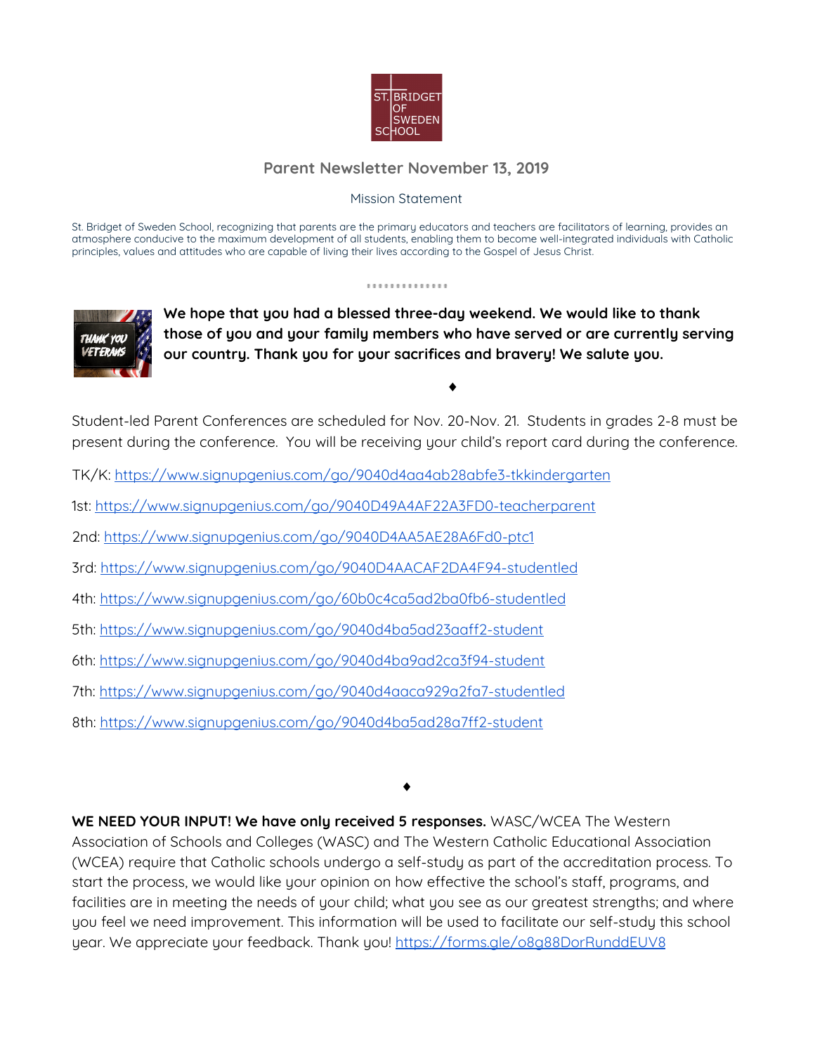ST. BRIDGET OF SWEDEN SCHOOL

## Parent Newsletter November 13, 2019

Mission Statement

St. Bridget of Sweden School, recognizing that parents are the primary educators and teachers are facilitators of learning, provides an atmosphere conducive to the maximum development of all students, enabling them to become well-integrated individuals with Catholic principles, values and attitudes who are capable of living their lives according to the Gospel of Jesus Christ.

**We hope that you had a blessed three-day weekend. We would like to thank those of you and your family members who have served or are currently serving our country. Thank you for your sacrifices and bravery! We salute you.**

♦

Student-led Parent Conferences are scheduled for Nov. 20-Nov. 21. Students in grades 2-8 must be present during the conference. You will be receiving your child's report card during the conference.

TK/K: https://www.signupgenius.com/go/9040d4aa4ab28abfe3-tkkindergarten

1st: https://www.signupgenius.com/go/9040D49A4AF22A3FD0-teacherparent

2nd: https://www.signupgenius.com/go/9040D4AA5AE28A6Fd0-ptc1

3rd: https://www.signupgenius.com/go/9040D4AACAF2DA4F94-studentled

4th: https://www.signupgenius.com/go/60b0c4ca5ad2ba0fb6-studentled

5th: https://www.signupgenius.com/go/9040d4ba5ad23aaff2-student

6th: https://www.signupgenius.com/go/9040d4ba9ad2ca3f94-student

7th: https://www.signupgenius.com/go/9040d4aaca929a2fa7-studentled

8th: https://www.signupgenius.com/go/9040d4ba5ad28a7ff2-student

♦

**WE NEED YOUR INPUT! We have only received 5 responses.** WASC/WCEA The Western Association of Schools and Colleges (WASC) and The Western Catholic Educational Association (WCEA) require that Catholic schools undergo a self-study as part of the accreditation process. To start the process, we would like your opinion on how effective the school's staff, programs, and facilities are in meeting the needs of your child; what you see as our greatest strengths; and where you feel we need improvement. This information will be used to facilitate our self-study this school year. We appreciate your feedback. Thank you! https://forms.gle/o8g88DorRunddEUV8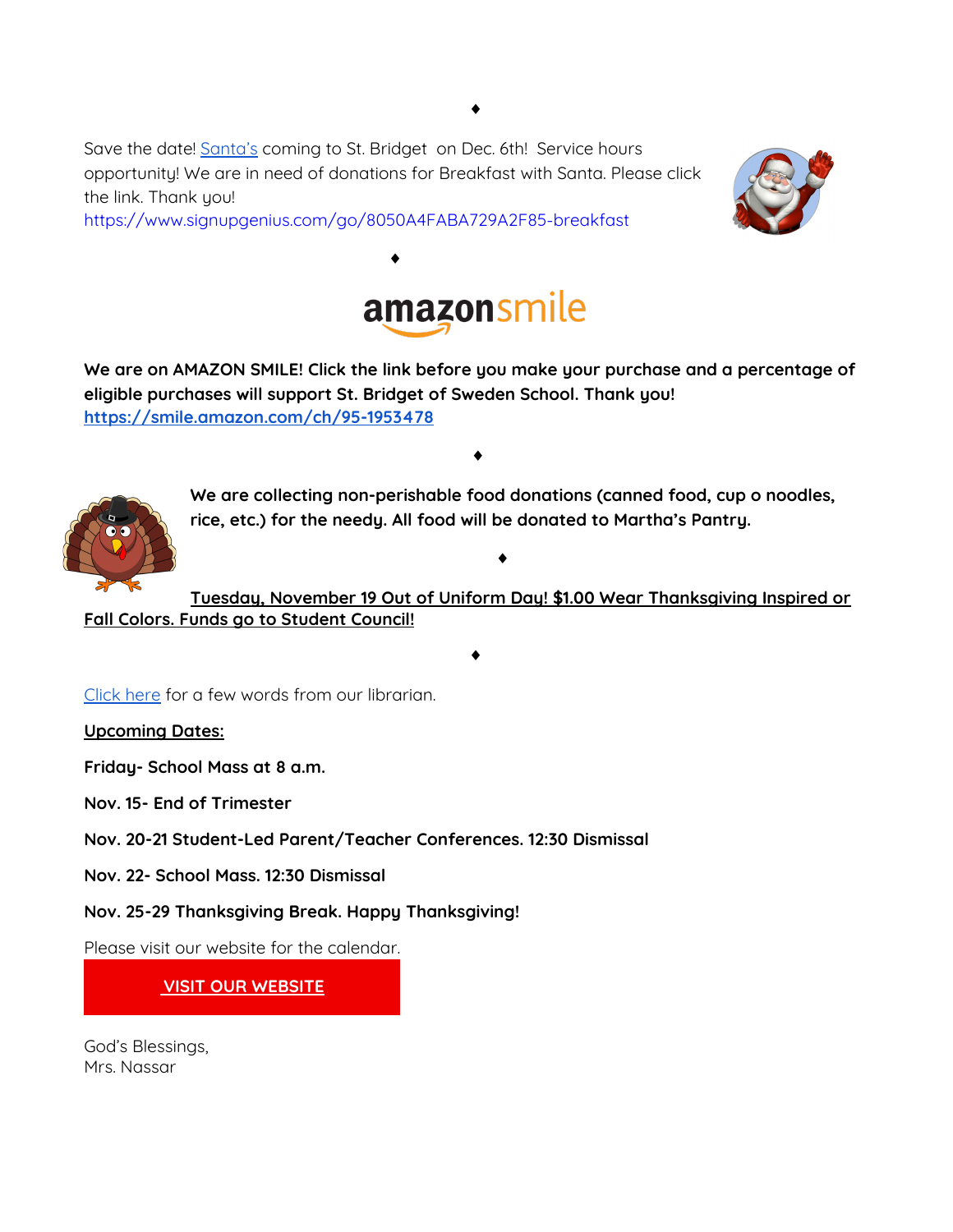♦

Save the date! [Santa's](#) coming to St. Bridget on Dec. 6th! Service hours opportunity! We are in need of donations for Breakfast with Santa. Please click the link. Thank you!
https://www.signupgenius.com/go/8050A4FABA729A2F85-breakfast

♦

amazonsmile

**We are on AMAZON SMILE! Click the link before you make your purchase and a percentage of eligible purchases will support St. Bridget of Sweden School. Thank you!**
**https://smile.amazon.com/ch/95-1953478**

♦

**We are collecting non-perishable food donations (canned food, cup o noodles, rice, etc.) for the needy. All food will be donated to Martha's Pantry.**

♦

**Tuesday, November 19 Out of Uniform Day! $1.00 Wear Thanksgiving Inspired or Fall Colors. Funds go to Student Council!**

♦

[Click here](#) for a few words from our librarian.

**Upcoming Dates:**

**Friday- School Mass at 8 a.m.**

**Nov. 15- End of Trimester**

**Nov. 20-21 Student-Led Parent/Teacher Conferences. 12:30 Dismissal**

**Nov. 22- School Mass. 12:30 Dismissal**

**Nov. 25-29 Thanksgiving Break. Happy Thanksgiving!**

Please visit our website for the calendar.

**VISIT OUR WEBSITE**

God's Blessings,
Mrs. Nassar